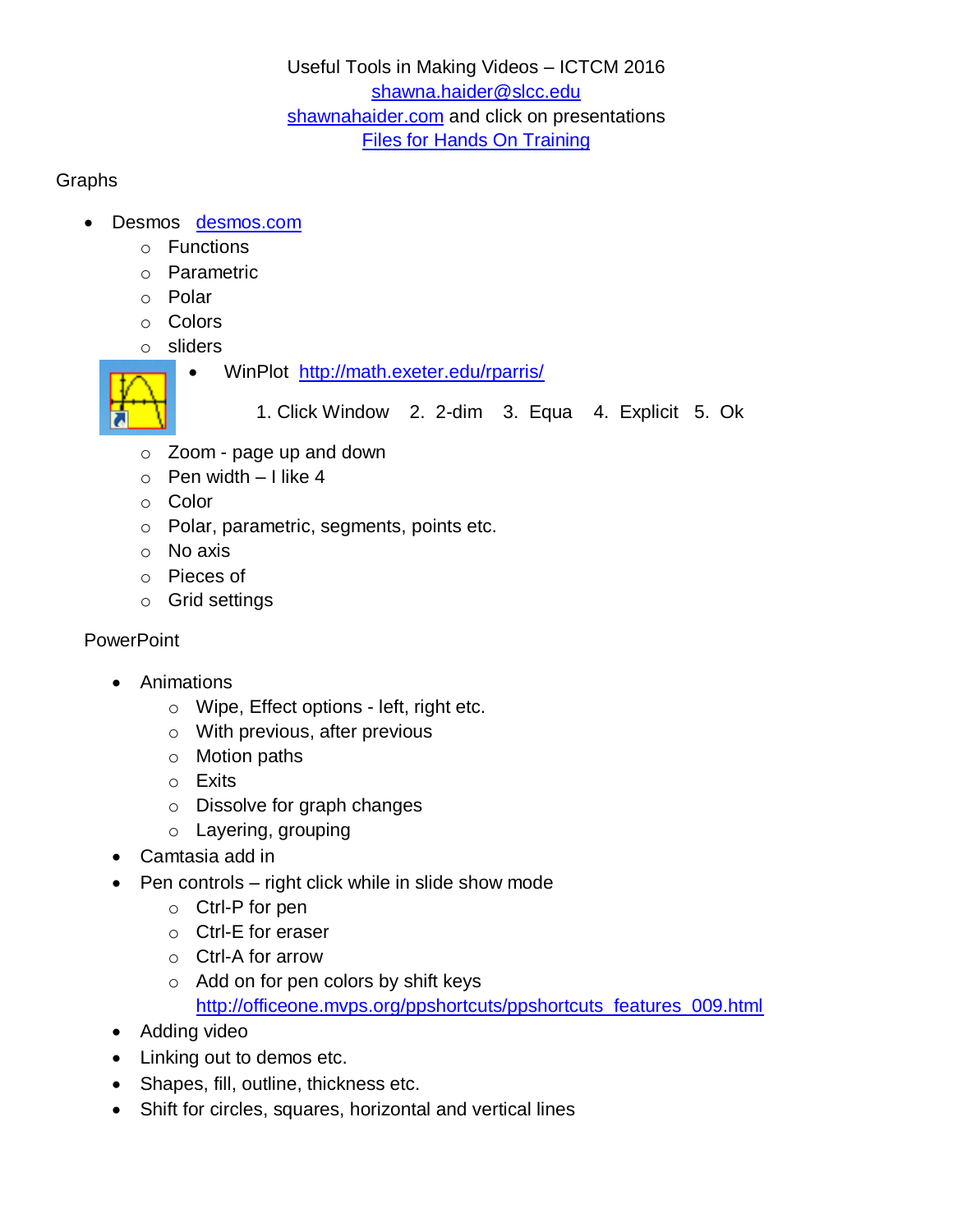Useful Tools in Making Videos – ICTCM 2016

shawna.haider@slcc.edu

shawnahaider.com and click on presentations

Files for Hands On Training

## Graphs

- Desmos desmos.com
  - Functions
  - Parametric
  - Polar
  - Colors
  - sliders
- WinPlot http://math.exeter.edu/rparris/

  1. Click Window 2. 2-dim 3. Equa 4. Explicit 5. Ok

  - Zoom - page up and down
  - Pen width – I like 4
  - Color
  - Polar, parametric, segments, points etc.
  - No axis
  - Pieces of
  - Grid settings

## PowerPoint

- Animations
  - Wipe, Effect options - left, right etc.
  - With previous, after previous
  - Motion paths
  - Exits
  - Dissolve for graph changes
  - Layering, grouping
- Camtasia add in
- Pen controls – right click while in slide show mode
  - Ctrl-P for pen
  - Ctrl-E for eraser
  - Ctrl-A for arrow
  - Add on for pen colors by shift keys
    http://officeone.mvps.org/ppshortcuts/ppshortcuts_features_009.html
- Adding video
- Linking out to demos etc.
- Shapes, fill, outline, thickness etc.
- Shift for circles, squares, horizontal and vertical lines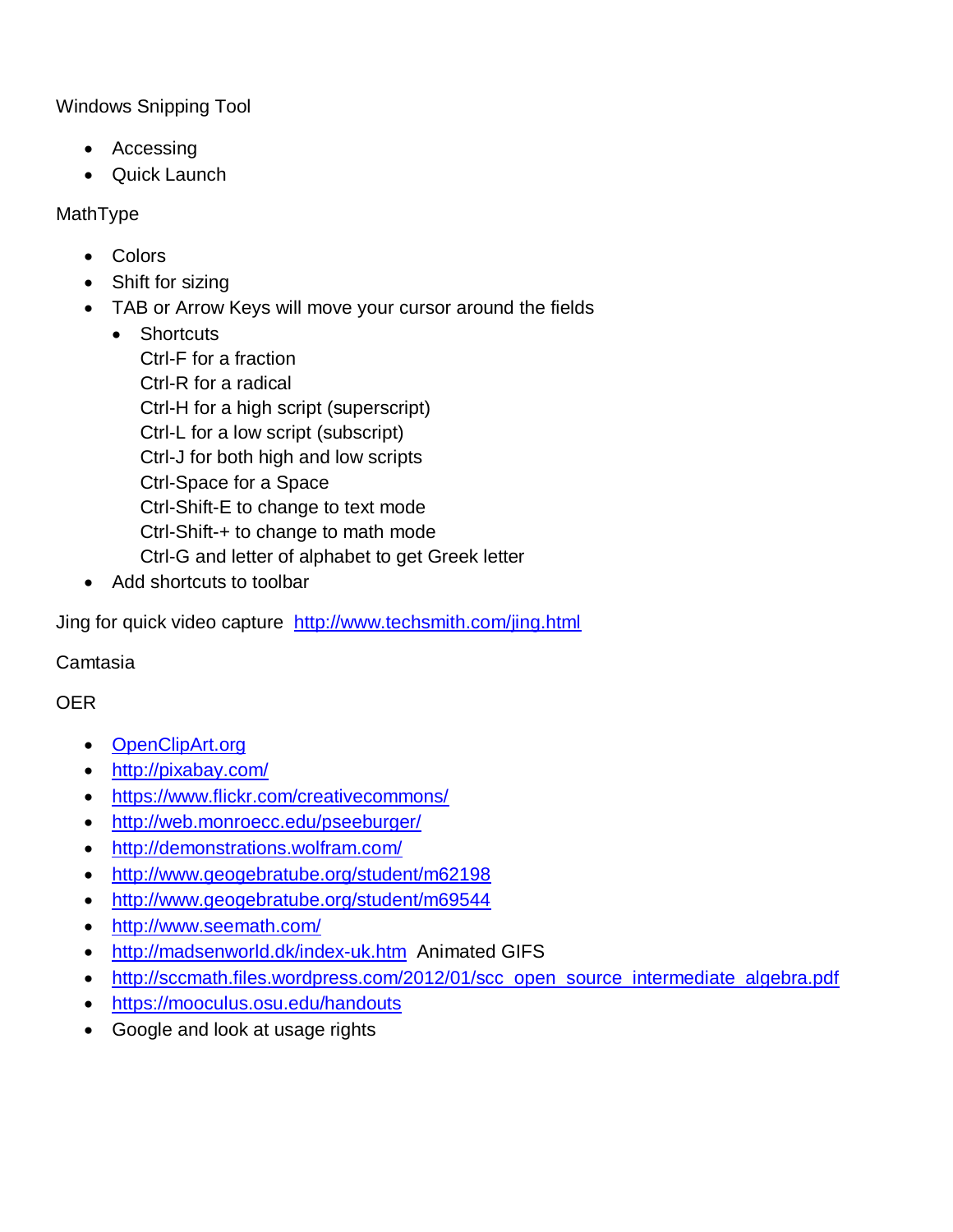Windows Snipping Tool

- Accessing
- Quick Launch

MathType

- Colors
- Shift for sizing
- TAB or Arrow Keys will move your cursor around the fields
  - Shortcuts
    Ctrl-F for a fraction
    Ctrl-R for a radical
    Ctrl-H for a high script (superscript)
    Ctrl-L for a low script (subscript)
    Ctrl-J for both high and low scripts
    Ctrl-Space for a Space
    Ctrl-Shift-E to change to text mode
    Ctrl-Shift-+ to change to math mode
    Ctrl-G and letter of alphabet to get Greek letter
- Add shortcuts to toolbar

Jing for quick video capture http://www.techsmith.com/jing.html

Camtasia

OER

- OpenClipArt.org
- http://pixabay.com/
- https://www.flickr.com/creativecommons/
- http://web.monroecc.edu/pseeburger/
- http://demonstrations.wolfram.com/
- http://www.geogebratube.org/student/m62198
- http://www.geogebratube.org/student/m69544
- http://www.seemath.com/
- http://madsenworld.dk/index-uk.htm Animated GIFS
- http://sccmath.files.wordpress.com/2012/01/scc_open_source_intermediate_algebra.pdf
- https://mooculus.osu.edu/handouts
- Google and look at usage rights